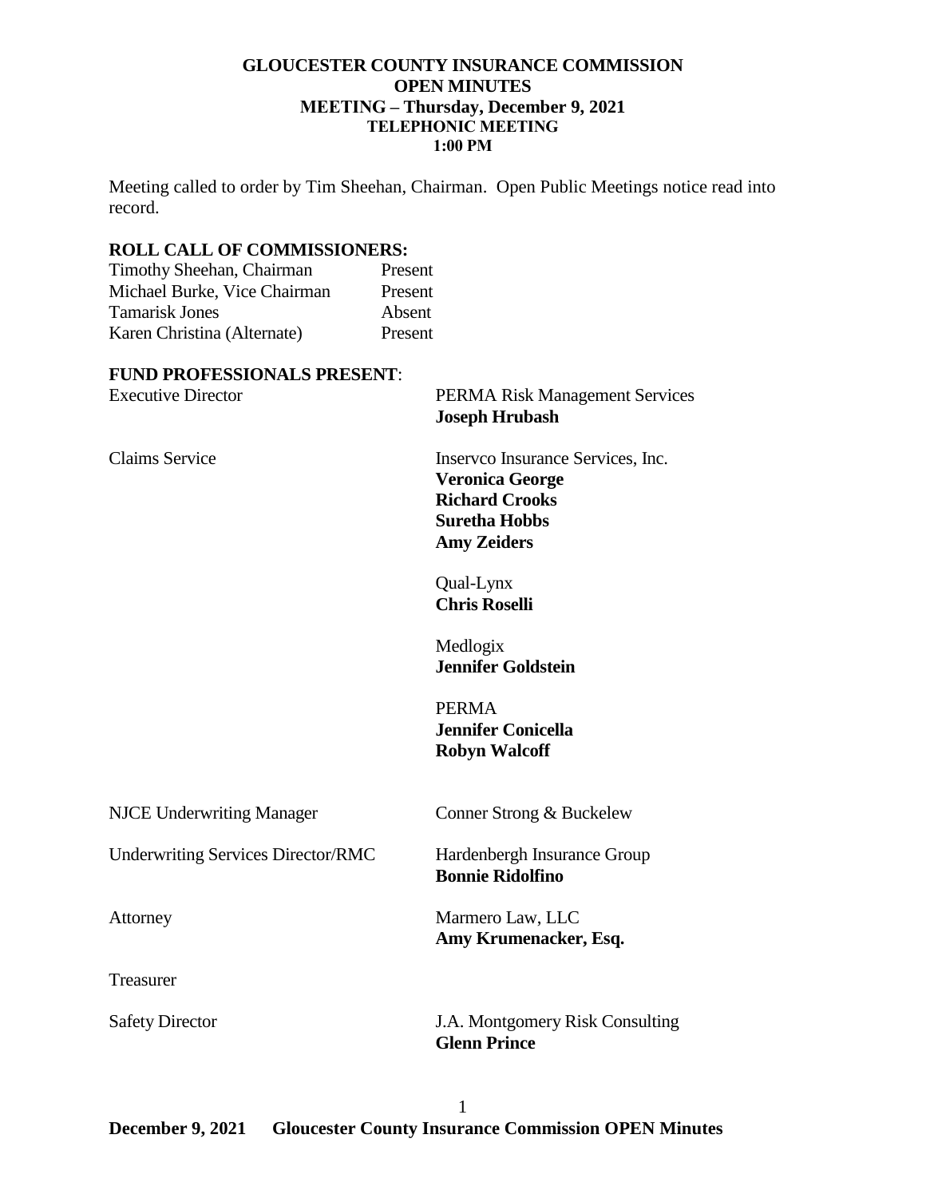**GLOUCESTER COUNTY INSURANCE COMMISSION**
**OPEN MINUTES**
**MEETING – Thursday, December 9, 2021**
**TELEPHONIC MEETING**
**1:00 PM**

Meeting called to order by Tim Sheehan, Chairman. Open Public Meetings notice read into record.

**ROLL CALL OF COMMISSIONERS:**

| | |
|---|---|
| Timothy Sheehan, Chairman | Present |
| Michael Burke, Vice Chairman | Present |
| Tamarisk Jones | Absent |
| Karen Christina (Alternate) | Present |

**FUND PROFESSIONALS PRESENT**:

| | |
|---|---|
| Executive Director | PERMA Risk Management Services<br>**Joseph Hrubash** |
| Claims Service | Inservco Insurance Services, Inc.<br>**Veronica George**<br>**Richard Crooks**<br>**Suretha Hobbs**<br>**Amy Zeiders** |
| | Qual-Lynx<br>**Chris Roselli** |
| | Medlogix<br>**Jennifer Goldstein** |
| | PERMA<br>**Jennifer Conicella**<br>**Robyn Walcoff** |
| NJCE Underwriting Manager | Conner Strong & Buckelew |
| Underwriting Services Director/RMC | Hardenbergh Insurance Group<br>**Bonnie Ridolfino** |
| Attorney | Marmero Law, LLC<br>**Amy Krumenacker, Esq.** |
| Treasurer | |
| Safety Director | J.A. Montgomery Risk Consulting<br>**Glenn Prince** |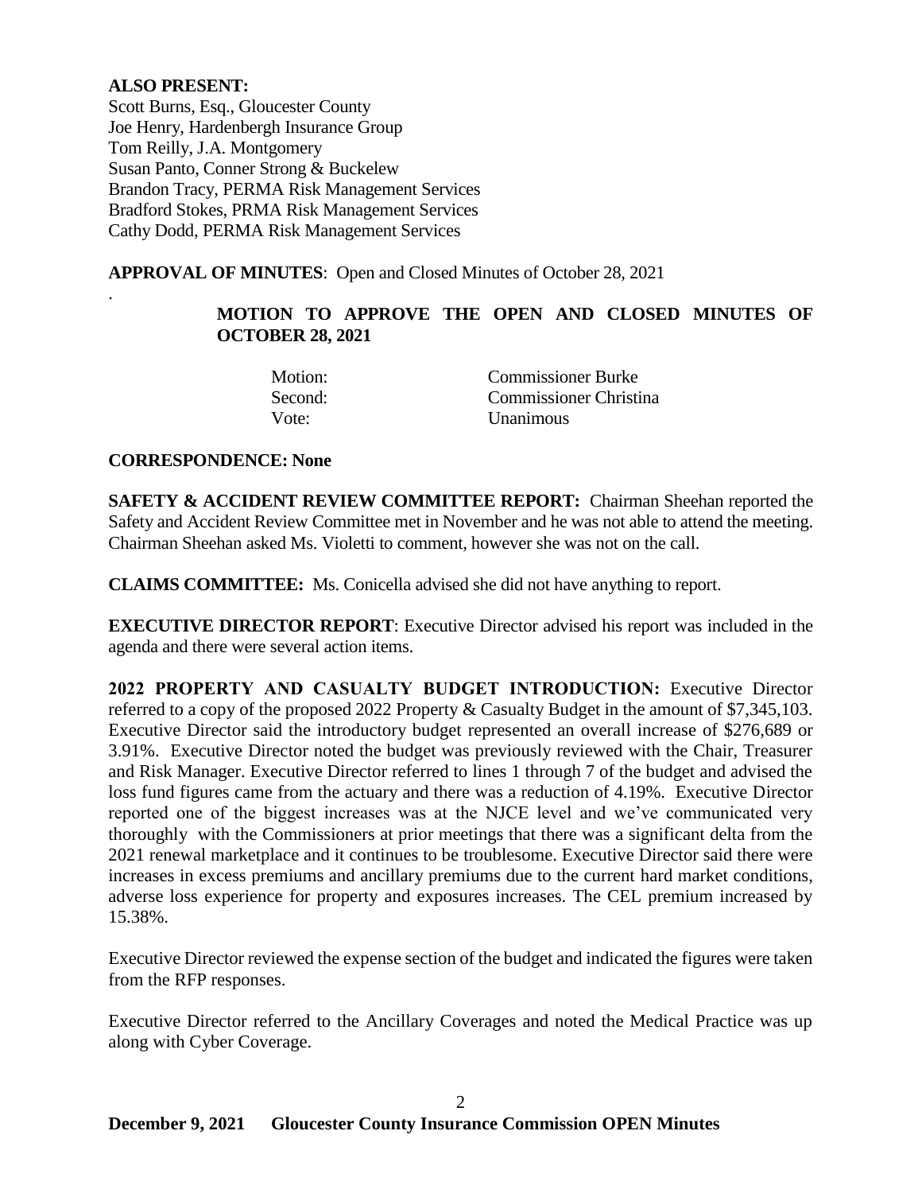**ALSO PRESENT:**
Scott Burns, Esq., Gloucester County
Joe Henry, Hardenbergh Insurance Group
Tom Reilly, J.A. Montgomery
Susan Panto, Conner Strong & Buckelew
Brandon Tracy, PERMA Risk Management Services
Bradford Stokes, PRMA Risk Management Services
Cathy Dodd, PERMA Risk Management Services

**APPROVAL OF MINUTES**: Open and Closed Minutes of October 28, 2021

.

**MOTION TO APPROVE THE OPEN AND CLOSED MINUTES OF OCTOBER 28, 2021**

Motion: Commissioner Burke
Second: Commissioner Christina
Vote: Unanimous

**CORRESPONDENCE: None**

**SAFETY & ACCIDENT REVIEW COMMITTEE REPORT:** Chairman Sheehan reported the Safety and Accident Review Committee met in November and he was not able to attend the meeting. Chairman Sheehan asked Ms. Violetti to comment, however she was not on the call.

**CLAIMS COMMITTEE:** Ms. Conicella advised she did not have anything to report.

**EXECUTIVE DIRECTOR REPORT**: Executive Director advised his report was included in the agenda and there were several action items.

**2022 PROPERTY AND CASUALTY BUDGET INTRODUCTION:** Executive Director referred to a copy of the proposed 2022 Property & Casualty Budget in the amount of $7,345,103. Executive Director said the introductory budget represented an overall increase of $276,689 or 3.91%. Executive Director noted the budget was previously reviewed with the Chair, Treasurer and Risk Manager. Executive Director referred to lines 1 through 7 of the budget and advised the loss fund figures came from the actuary and there was a reduction of 4.19%. Executive Director reported one of the biggest increases was at the NJCE level and we've communicated very thoroughly with the Commissioners at prior meetings that there was a significant delta from the 2021 renewal marketplace and it continues to be troublesome. Executive Director said there were increases in excess premiums and ancillary premiums due to the current hard market conditions, adverse loss experience for property and exposures increases. The CEL premium increased by 15.38%.

Executive Director reviewed the expense section of the budget and indicated the figures were taken from the RFP responses.

Executive Director referred to the Ancillary Coverages and noted the Medical Practice was up along with Cyber Coverage.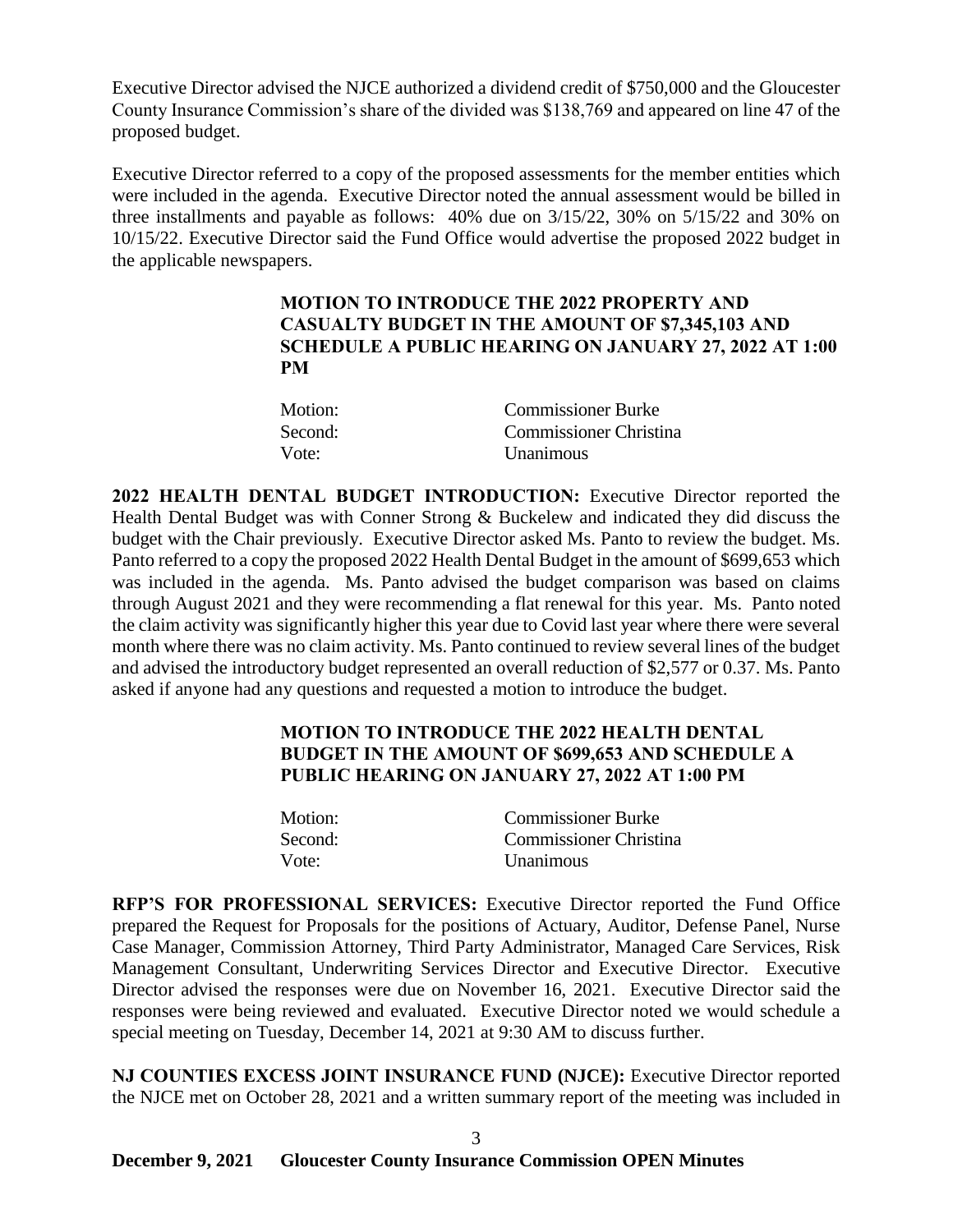Executive Director advised the NJCE authorized a dividend credit of $750,000 and the Gloucester County Insurance Commission's share of the divided was $138,769 and appeared on line 47 of the proposed budget.

Executive Director referred to a copy of the proposed assessments for the member entities which were included in the agenda. Executive Director noted the annual assessment would be billed in three installments and payable as follows: 40% due on 3/15/22, 30% on 5/15/22 and 30% on 10/15/22. Executive Director said the Fund Office would advertise the proposed 2022 budget in the applicable newspapers.

**MOTION TO INTRODUCE THE 2022 PROPERTY AND CASUALTY BUDGET IN THE AMOUNT OF $7,345,103 AND SCHEDULE A PUBLIC HEARING ON JANUARY 27, 2022 AT 1:00 PM**

Motion: Commissioner Burke
Second: Commissioner Christina
Vote: Unanimous

**2022 HEALTH DENTAL BUDGET INTRODUCTION:** Executive Director reported the Health Dental Budget was with Conner Strong & Buckelew and indicated they did discuss the budget with the Chair previously. Executive Director asked Ms. Panto to review the budget. Ms. Panto referred to a copy the proposed 2022 Health Dental Budget in the amount of $699,653 which was included in the agenda. Ms. Panto advised the budget comparison was based on claims through August 2021 and they were recommending a flat renewal for this year. Ms. Panto noted the claim activity was significantly higher this year due to Covid last year where there were several month where there was no claim activity. Ms. Panto continued to review several lines of the budget and advised the introductory budget represented an overall reduction of $2,577 or 0.37. Ms. Panto asked if anyone had any questions and requested a motion to introduce the budget.

**MOTION TO INTRODUCE THE 2022 HEALTH DENTAL BUDGET IN THE AMOUNT OF $699,653 AND SCHEDULE A PUBLIC HEARING ON JANUARY 27, 2022 AT 1:00 PM**

Motion: Commissioner Burke
Second: Commissioner Christina
Vote: Unanimous

**RFP'S FOR PROFESSIONAL SERVICES:** Executive Director reported the Fund Office prepared the Request for Proposals for the positions of Actuary, Auditor, Defense Panel, Nurse Case Manager, Commission Attorney, Third Party Administrator, Managed Care Services, Risk Management Consultant, Underwriting Services Director and Executive Director. Executive Director advised the responses were due on November 16, 2021. Executive Director said the responses were being reviewed and evaluated. Executive Director noted we would schedule a special meeting on Tuesday, December 14, 2021 at 9:30 AM to discuss further.

**NJ COUNTIES EXCESS JOINT INSURANCE FUND (NJCE):** Executive Director reported the NJCE met on October 28, 2021 and a written summary report of the meeting was included in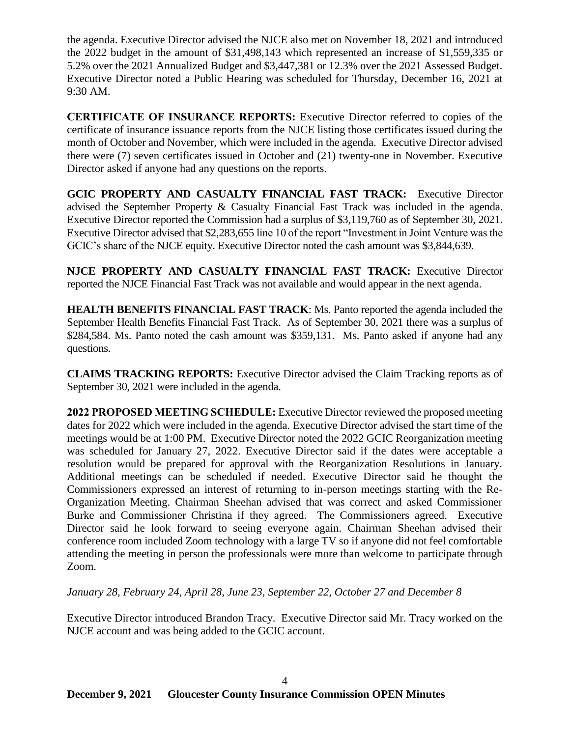the agenda. Executive Director advised the NJCE also met on November 18, 2021 and introduced the 2022 budget in the amount of $31,498,143 which represented an increase of $1,559,335 or 5.2% over the 2021 Annualized Budget and $3,447,381 or 12.3% over the 2021 Assessed Budget. Executive Director noted a Public Hearing was scheduled for Thursday, December 16, 2021 at 9:30 AM.

**CERTIFICATE OF INSURANCE REPORTS:** Executive Director referred to copies of the certificate of insurance issuance reports from the NJCE listing those certificates issued during the month of October and November, which were included in the agenda. Executive Director advised there were (7) seven certificates issued in October and (21) twenty-one in November. Executive Director asked if anyone had any questions on the reports.

**GCIC PROPERTY AND CASUALTY FINANCIAL FAST TRACK:** Executive Director advised the September Property & Casualty Financial Fast Track was included in the agenda. Executive Director reported the Commission had a surplus of $3,119,760 as of September 30, 2021. Executive Director advised that $2,283,655 line 10 of the report "Investment in Joint Venture was the GCIC's share of the NJCE equity. Executive Director noted the cash amount was $3,844,639.

**NJCE PROPERTY AND CASUALTY FINANCIAL FAST TRACK:** Executive Director reported the NJCE Financial Fast Track was not available and would appear in the next agenda.

**HEALTH BENEFITS FINANCIAL FAST TRACK**: Ms. Panto reported the agenda included the September Health Benefits Financial Fast Track. As of September 30, 2021 there was a surplus of $284,584. Ms. Panto noted the cash amount was $359,131. Ms. Panto asked if anyone had any questions.

**CLAIMS TRACKING REPORTS:** Executive Director advised the Claim Tracking reports as of September 30, 2021 were included in the agenda.

**2022 PROPOSED MEETING SCHEDULE:** Executive Director reviewed the proposed meeting dates for 2022 which were included in the agenda. Executive Director advised the start time of the meetings would be at 1:00 PM. Executive Director noted the 2022 GCIC Reorganization meeting was scheduled for January 27, 2022. Executive Director said if the dates were acceptable a resolution would be prepared for approval with the Reorganization Resolutions in January. Additional meetings can be scheduled if needed. Executive Director said he thought the Commissioners expressed an interest of returning to in-person meetings starting with the Re-Organization Meeting. Chairman Sheehan advised that was correct and asked Commissioner Burke and Commissioner Christina if they agreed. The Commissioners agreed. Executive Director said he look forward to seeing everyone again. Chairman Sheehan advised their conference room included Zoom technology with a large TV so if anyone did not feel comfortable attending the meeting in person the professionals were more than welcome to participate through Zoom.

*January 28, February 24, April 28, June 23, September 22, October 27 and December 8*

Executive Director introduced Brandon Tracy. Executive Director said Mr. Tracy worked on the NJCE account and was being added to the GCIC account.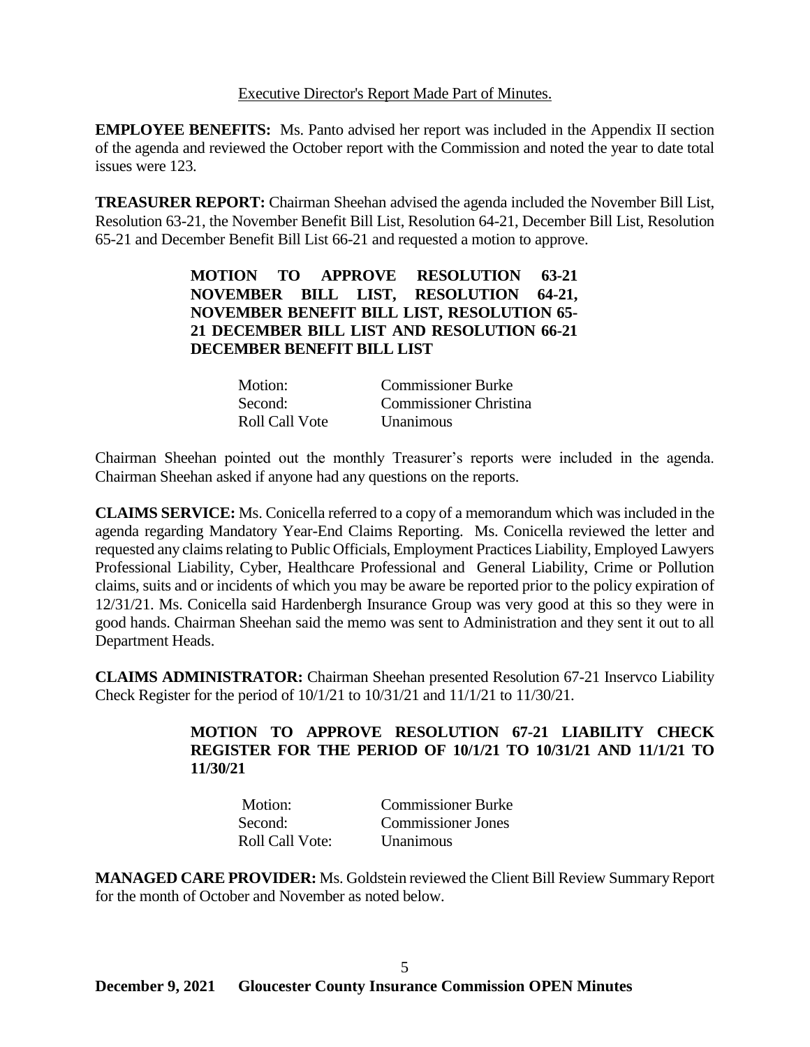Executive Director's Report Made Part of Minutes.

**EMPLOYEE BENEFITS:** Ms. Panto advised her report was included in the Appendix II section of the agenda and reviewed the October report with the Commission and noted the year to date total issues were 123.

**TREASURER REPORT:** Chairman Sheehan advised the agenda included the November Bill List, Resolution 63-21, the November Benefit Bill List, Resolution 64-21, December Bill List, Resolution 65-21 and December Benefit Bill List 66-21 and requested a motion to approve.

**MOTION TO APPROVE RESOLUTION 63-21 NOVEMBER BILL LIST, RESOLUTION 64-21, NOVEMBER BENEFIT BILL LIST, RESOLUTION 65-21 DECEMBER BILL LIST AND RESOLUTION 66-21 DECEMBER BENEFIT BILL LIST**

| | |
|---|---|
| Motion: | Commissioner Burke |
| Second: | Commissioner Christina |
| Roll Call Vote | Unanimous |

Chairman Sheehan pointed out the monthly Treasurer's reports were included in the agenda. Chairman Sheehan asked if anyone had any questions on the reports.

**CLAIMS SERVICE:** Ms. Conicella referred to a copy of a memorandum which was included in the agenda regarding Mandatory Year-End Claims Reporting. Ms. Conicella reviewed the letter and requested any claims relating to Public Officials, Employment Practices Liability, Employed Lawyers Professional Liability, Cyber, Healthcare Professional and General Liability, Crime or Pollution claims, suits and or incidents of which you may be aware be reported prior to the policy expiration of 12/31/21. Ms. Conicella said Hardenbergh Insurance Group was very good at this so they were in good hands. Chairman Sheehan said the memo was sent to Administration and they sent it out to all Department Heads.

**CLAIMS ADMINISTRATOR:** Chairman Sheehan presented Resolution 67-21 Inservco Liability Check Register for the period of 10/1/21 to 10/31/21 and 11/1/21 to 11/30/21.

**MOTION TO APPROVE RESOLUTION 67-21 LIABILITY CHECK REGISTER FOR THE PERIOD OF 10/1/21 TO 10/31/21 AND 11/1/21 TO 11/30/21**

| | |
|---|---|
| Motion: | Commissioner Burke |
| Second: | Commissioner Jones |
| Roll Call Vote: | Unanimous |

**MANAGED CARE PROVIDER:** Ms. Goldstein reviewed the Client Bill Review Summary Report for the month of October and November as noted below.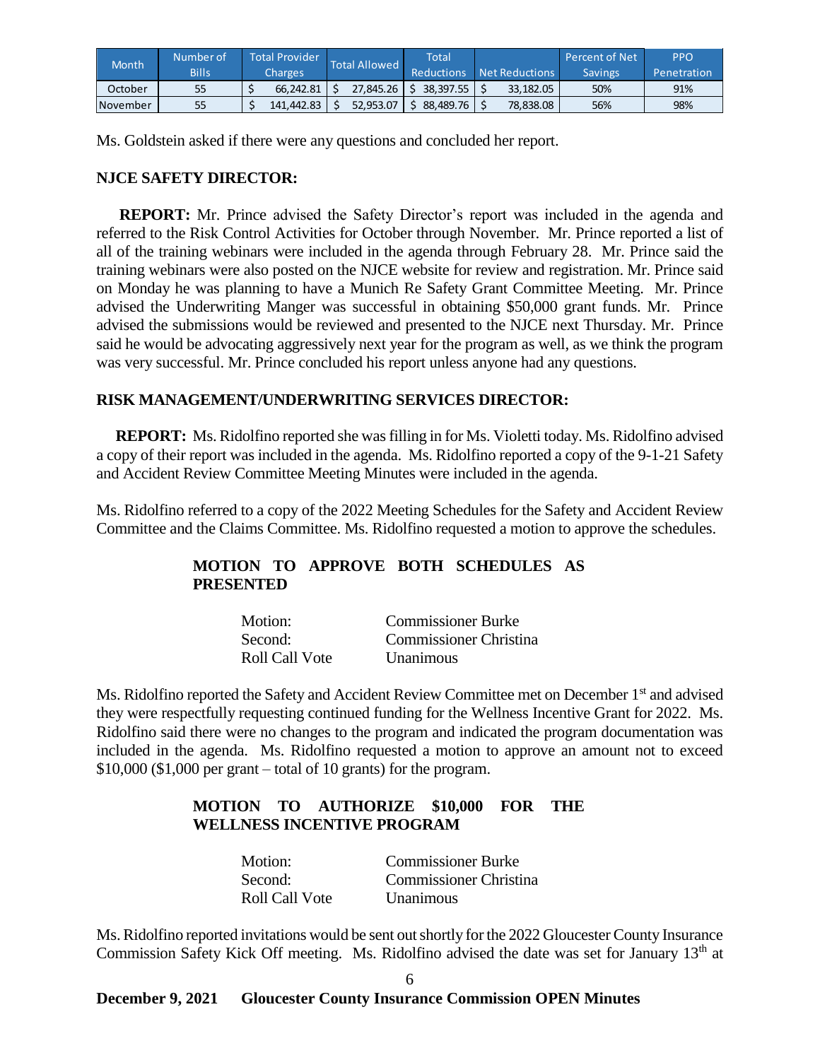| Month | Number of Bills | Total Provider Charges | Total Allowed | Total Reductions | Net Reductions | Percent of Net Savings | PPO Penetration |
|---|---|---|---|---|---|---|---|
| October | 55 | $ 66,242.81 | $ 27,845.26 | $ 38,397.55 | $ 33,182.05 | 50% | 91% |
| November | 55 | $ 141,442.83 | $ 52,953.07 | $ 88,489.76 | $ 78,838.08 | 56% | 98% |

Ms. Goldstein asked if there were any questions and concluded her report.

**NJCE SAFETY DIRECTOR:**

**REPORT:** Mr. Prince advised the Safety Director's report was included in the agenda and referred to the Risk Control Activities for October through November. Mr. Prince reported a list of all of the training webinars were included in the agenda through February 28. Mr. Prince said the training webinars were also posted on the NJCE website for review and registration. Mr. Prince said on Monday he was planning to have a Munich Re Safety Grant Committee Meeting. Mr. Prince advised the Underwriting Manger was successful in obtaining $50,000 grant funds. Mr. Prince advised the submissions would be reviewed and presented to the NJCE next Thursday. Mr. Prince said he would be advocating aggressively next year for the program as well, as we think the program was very successful. Mr. Prince concluded his report unless anyone had any questions.

**RISK MANAGEMENT/UNDERWRITING SERVICES DIRECTOR:**

**REPORT:** Ms. Ridolfino reported she was filling in for Ms. Violetti today. Ms. Ridolfino advised a copy of their report was included in the agenda. Ms. Ridolfino reported a copy of the 9-1-21 Safety and Accident Review Committee Meeting Minutes were included in the agenda.

Ms. Ridolfino referred to a copy of the 2022 Meeting Schedules for the Safety and Accident Review Committee and the Claims Committee. Ms. Ridolfino requested a motion to approve the schedules.

**MOTION TO APPROVE BOTH SCHEDULES AS PRESENTED**

| | |
|---|---|
| Motion: | Commissioner Burke |
| Second: | Commissioner Christina |
| Roll Call Vote | Unanimous |

Ms. Ridolfino reported the Safety and Accident Review Committee met on December 1st and advised they were respectfully requesting continued funding for the Wellness Incentive Grant for 2022. Ms. Ridolfino said there were no changes to the program and indicated the program documentation was included in the agenda. Ms. Ridolfino requested a motion to approve an amount not to exceed $10,000 ($1,000 per grant – total of 10 grants) for the program.

**MOTION TO AUTHORIZE $10,000 FOR THE WELLNESS INCENTIVE PROGRAM**

| | |
|---|---|
| Motion: | Commissioner Burke |
| Second: | Commissioner Christina |
| Roll Call Vote | Unanimous |

Ms. Ridolfino reported invitations would be sent out shortly for the 2022 Gloucester County Insurance Commission Safety Kick Off meeting. Ms. Ridolfino advised the date was set for January 13th at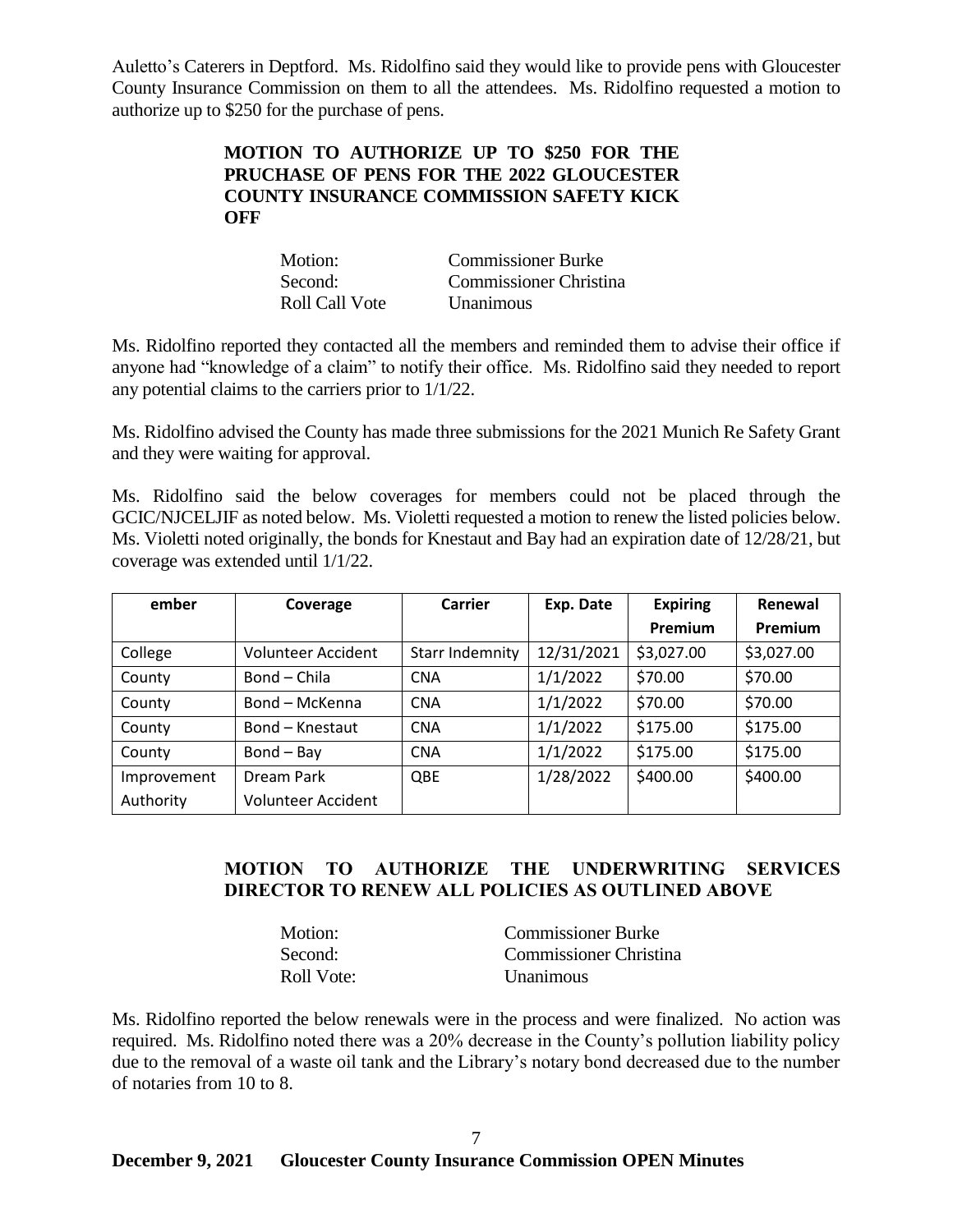Auletto's Caterers in Deptford. Ms. Ridolfino said they would like to provide pens with Gloucester County Insurance Commission on them to all the attendees. Ms. Ridolfino requested a motion to authorize up to $250 for the purchase of pens.

**MOTION TO AUTHORIZE UP TO $250 FOR THE PRUCHASE OF PENS FOR THE 2022 GLOUCESTER COUNTY INSURANCE COMMISSION SAFETY KICK OFF**

| | |
|---|---|
| Motion: | Commissioner Burke |
| Second: | Commissioner Christina |
| Roll Call Vote | Unanimous |

Ms. Ridolfino reported they contacted all the members and reminded them to advise their office if anyone had "knowledge of a claim" to notify their office. Ms. Ridolfino said they needed to report any potential claims to the carriers prior to 1/1/22.

Ms. Ridolfino advised the County has made three submissions for the 2021 Munich Re Safety Grant and they were waiting for approval.

Ms. Ridolfino said the below coverages for members could not be placed through the GCIC/NJCELJIF as noted below. Ms. Violetti requested a motion to renew the listed policies below. Ms. Violetti noted originally, the bonds for Knestaut and Bay had an expiration date of 12/28/21, but coverage was extended until 1/1/22.

| ember | Coverage | Carrier | Exp. Date | Expiring Premium | Renewal Premium |
|---|---|---|---|---|---|
| College | Volunteer Accident | Starr Indemnity | 12/31/2021 | $3,027.00 | $3,027.00 |
| County | Bond – Chila | CNA | 1/1/2022 | $70.00 | $70.00 |
| County | Bond – McKenna | CNA | 1/1/2022 | $70.00 | $70.00 |
| County | Bond – Knestaut | CNA | 1/1/2022 | $175.00 | $175.00 |
| County | Bond – Bay | CNA | 1/1/2022 | $175.00 | $175.00 |
| Improvement Authority | Dream Park Volunteer Accident | QBE | 1/28/2022 | $400.00 | $400.00 |

**MOTION TO AUTHORIZE THE UNDERWRITING SERVICES DIRECTOR TO RENEW ALL POLICIES AS OUTLINED ABOVE**

| | |
|---|---|
| Motion: | Commissioner Burke |
| Second: | Commissioner Christina |
| Roll Vote: | Unanimous |

Ms. Ridolfino reported the below renewals were in the process and were finalized. No action was required. Ms. Ridolfino noted there was a 20% decrease in the County's pollution liability policy due to the removal of a waste oil tank and the Library's notary bond decreased due to the number of notaries from 10 to 8.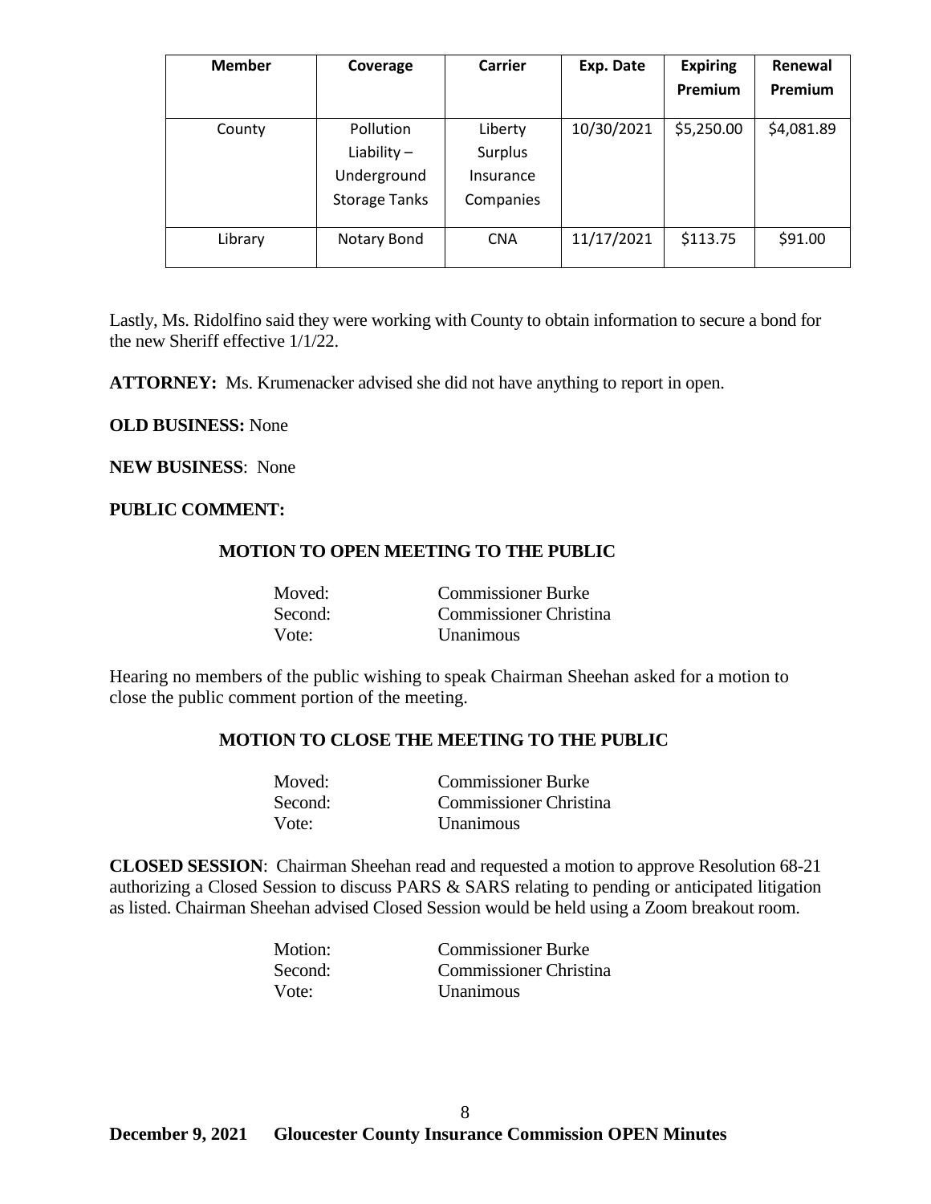| Member | Coverage | Carrier | Exp. Date | Expiring Premium | Renewal Premium |
|---|---|---|---|---|---|
| County | Pollution Liability – Underground Storage Tanks | Liberty Surplus Insurance Companies | 10/30/2021 | $5,250.00 | $4,081.89 |
| Library | Notary Bond | CNA | 11/17/2021 | $113.75 | $91.00 |

Lastly, Ms. Ridolfino said they were working with County to obtain information to secure a bond for the new Sheriff effective 1/1/22.

**ATTORNEY:** Ms. Krumenacker advised she did not have anything to report in open.

**OLD BUSINESS:** None

**NEW BUSINESS**: None

**PUBLIC COMMENT:**

**MOTION TO OPEN MEETING TO THE PUBLIC**

Moved: Commissioner Burke
Second: Commissioner Christina
Vote: Unanimous

Hearing no members of the public wishing to speak Chairman Sheehan asked for a motion to close the public comment portion of the meeting.

**MOTION TO CLOSE THE MEETING TO THE PUBLIC**

Moved: Commissioner Burke
Second: Commissioner Christina
Vote: Unanimous

**CLOSED SESSION**: Chairman Sheehan read and requested a motion to approve Resolution 68-21 authorizing a Closed Session to discuss PARS & SARS relating to pending or anticipated litigation as listed. Chairman Sheehan advised Closed Session would be held using a Zoom breakout room.

Motion: Commissioner Burke
Second: Commissioner Christina
Vote: Unanimous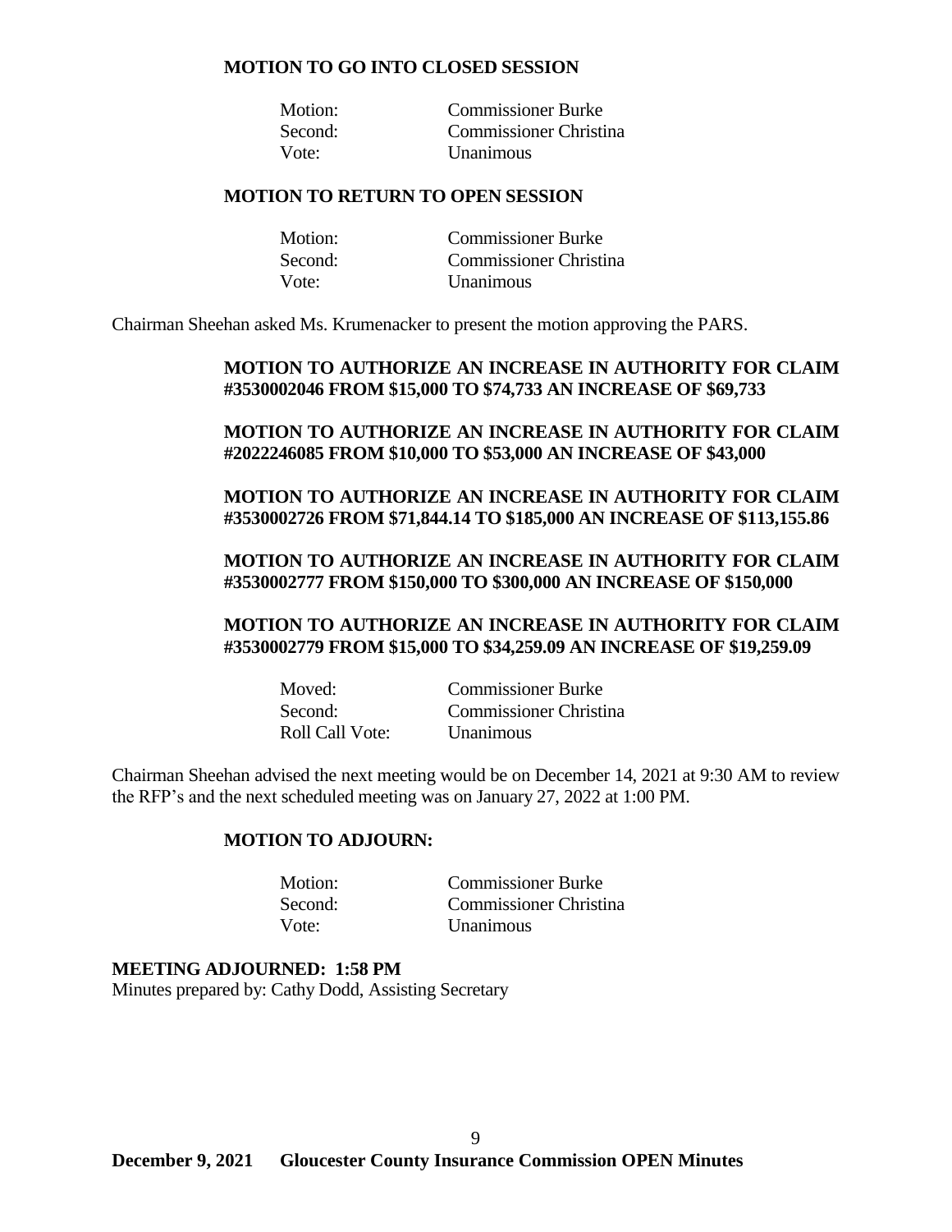**MOTION TO GO INTO CLOSED SESSION**

| | |
|---|---|
| Motion: | Commissioner Burke |
| Second: | Commissioner Christina |
| Vote: | Unanimous |

**MOTION TO RETURN TO OPEN SESSION**

| | |
|---|---|
| Motion: | Commissioner Burke |
| Second: | Commissioner Christina |
| Vote: | Unanimous |

Chairman Sheehan asked Ms. Krumenacker to present the motion approving the PARS.

**MOTION TO AUTHORIZE AN INCREASE IN AUTHORITY FOR CLAIM #3530002046 FROM $15,000 TO $74,733 AN INCREASE OF $69,733**

**MOTION TO AUTHORIZE AN INCREASE IN AUTHORITY FOR CLAIM #2022246085 FROM $10,000 TO $53,000 AN INCREASE OF $43,000**

**MOTION TO AUTHORIZE AN INCREASE IN AUTHORITY FOR CLAIM #3530002726 FROM $71,844.14 TO $185,000 AN INCREASE OF $113,155.86**

**MOTION TO AUTHORIZE AN INCREASE IN AUTHORITY FOR CLAIM #3530002777 FROM $150,000 TO $300,000 AN INCREASE OF $150,000**

**MOTION TO AUTHORIZE AN INCREASE IN AUTHORITY FOR CLAIM #3530002779 FROM $15,000 TO $34,259.09 AN INCREASE OF $19,259.09**

| | |
|---|---|
| Moved: | Commissioner Burke |
| Second: | Commissioner Christina |
| Roll Call Vote: | Unanimous |

Chairman Sheehan advised the next meeting would be on December 14, 2021 at 9:30 AM to review the RFP's and the next scheduled meeting was on January 27, 2022 at 1:00 PM.

**MOTION TO ADJOURN:**

| | |
|---|---|
| Motion: | Commissioner Burke |
| Second: | Commissioner Christina |
| Vote: | Unanimous |

**MEETING ADJOURNED: 1:58 PM**

Minutes prepared by: Cathy Dodd, Assisting Secretary